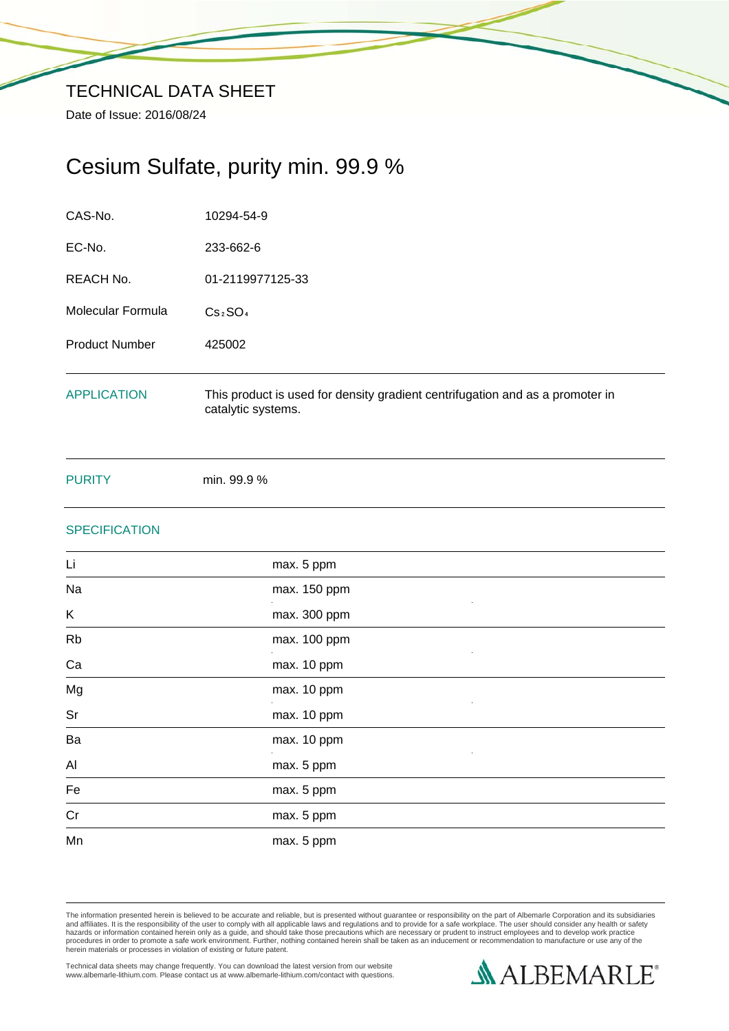# TECHNICAL DATA SHEET

Date of Issue: 2016/08/24

## Cesium Sulfate, purity min. 99.9 %

| | |
|---|---|
| CAS-No. | 10294-54-9 |
| EC-No. | 233-662-6 |
| REACH No. | 01-2119977125-33 |
| Molecular Formula | $Cs_2SO_4$ |
| Product Number | 425002 |

### APPLICATION

This product is used for density gradient centrifugation and as a promoter in catalytic systems.

### PURITY

min. 99.9 %

### SPECIFICATION

| | |
|---|---|
| Li | max. 5 ppm |
| Na | max. 150 ppm |
| K | max. 300 ppm |
| Rb | max. 100 ppm |
| Ca | max. 10 ppm |
| Mg | max. 10 ppm |
| Sr | max. 10 ppm |
| Ba | max. 10 ppm |
| Al | max. 5 ppm |
| Fe | max. 5 ppm |
| Cr | max. 5 ppm |
| Mn | max. 5 ppm |

The information presented herein is believed to be accurate and reliable, but is presented without guarantee or responsibility on the part of Albemarle Corporation and its subsidiaries and affiliates. It is the responsibility of the user to comply with all applicable laws and regulations and to provide for a safe workplace. The user should consider any health or safety hazards or information contained herein only as a guide, and should take those precautions which are necessary or prudent to instruct employees and to develop work practice procedures in order to promote a safe work environment. Further, nothing contained herein shall be taken as an inducement or recommendation to manufacture or use any of the herein materials or processes in violation of existing or future patent.

Technical data sheets may change frequently. You can download the latest version from our website www.albemarle-lithium.com. Please contact us at www.albemarle-lithium.com/contact with questions.

ALBEMARLE®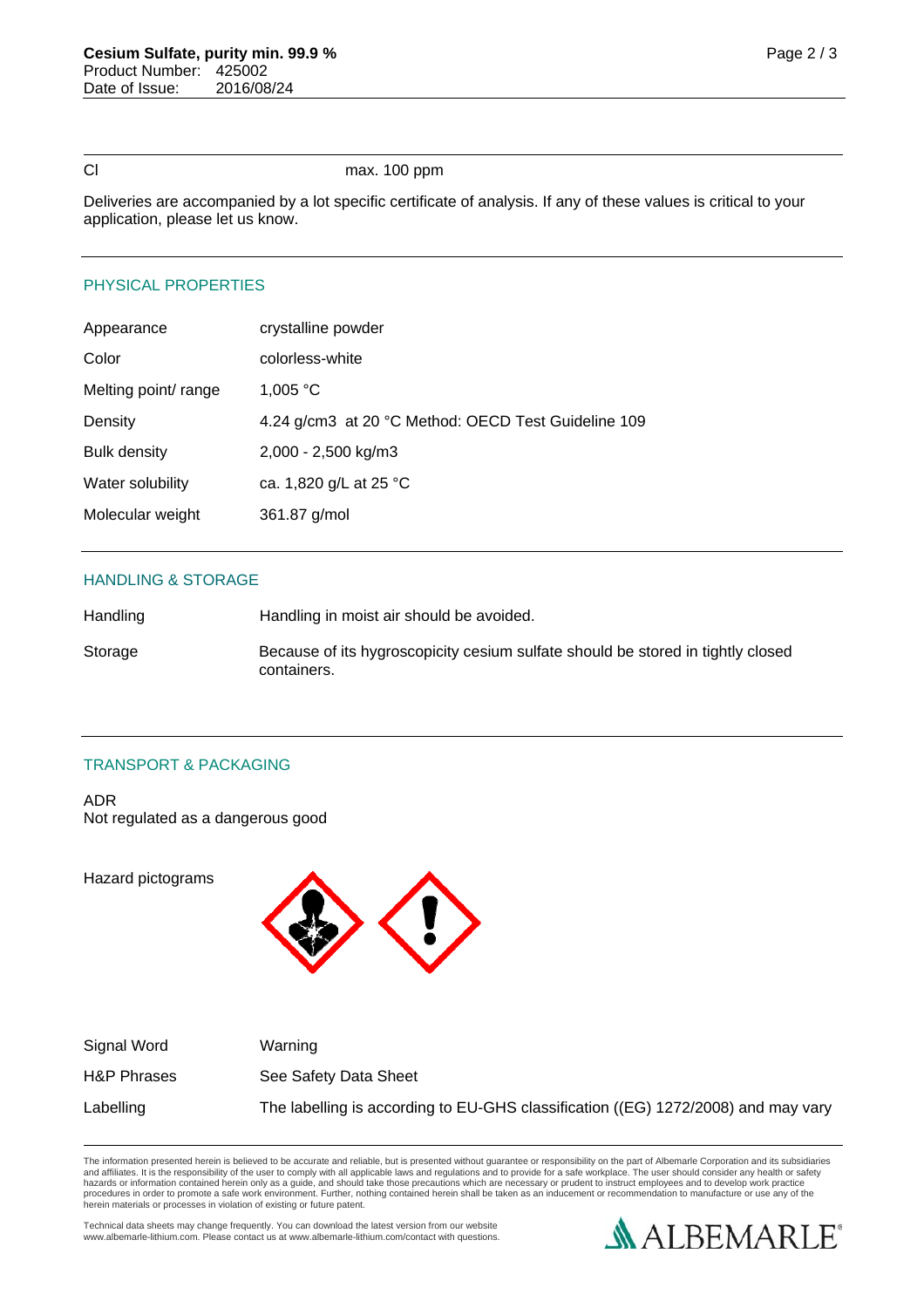| Cl | max. 100 ppm |
|---|---|

Deliveries are accompanied by a lot specific certificate of analysis. If any of these values is critical to your application, please let us know.

## PHYSICAL PROPERTIES

| | |
|---|---|
| Appearance | crystalline powder |
| Color | colorless-white |
| Melting point/ range | 1,005 °C |
| Density | 4.24 g/cm3 at 20 °C Method: OECD Test Guideline 109 |
| Bulk density | 2,000 - 2,500 kg/m3 |
| Water solubility | ca. 1,820 g/L at 25 °C |
| Molecular weight | 361.87 g/mol |

## HANDLING & STORAGE

| | |
|---|---|
| Handling | Handling in moist air should be avoided. |
| Storage | Because of its hygroscopicity cesium sulfate should be stored in tightly closed containers. |

## TRANSPORT & PACKAGING

ADR
Not regulated as a dangerous good

Hazard pictograms

| | |
|---|---|
| Signal Word | Warning |
| H&P Phrases | See Safety Data Sheet |
| Labelling | The labelling is according to EU-GHS classification ((EG) 1272/2008) and may vary |

The information presented herein is believed to be accurate and reliable, but is presented without guarantee or responsibility on the part of Albemarle Corporation and its subsidiaries and affiliates. It is the responsibility of the user to comply with all applicable laws and regulations and to provide for a safe workplace. The user should consider any health or safety hazards or information contained herein only as a guide, and should take those precautions which are necessary or prudent to instruct employees and to develop work practice procedures in order to promote a safe work environment. Further, nothing contained herein shall be taken as an inducement or recommendation to manufacture or use any of the herein materials or processes in violation of existing or future patent.

Technical data sheets may change frequently. You can download the latest version from our website www.albemarle-lithium.com. Please contact us at www.albemarle-lithium.com/contact with questions.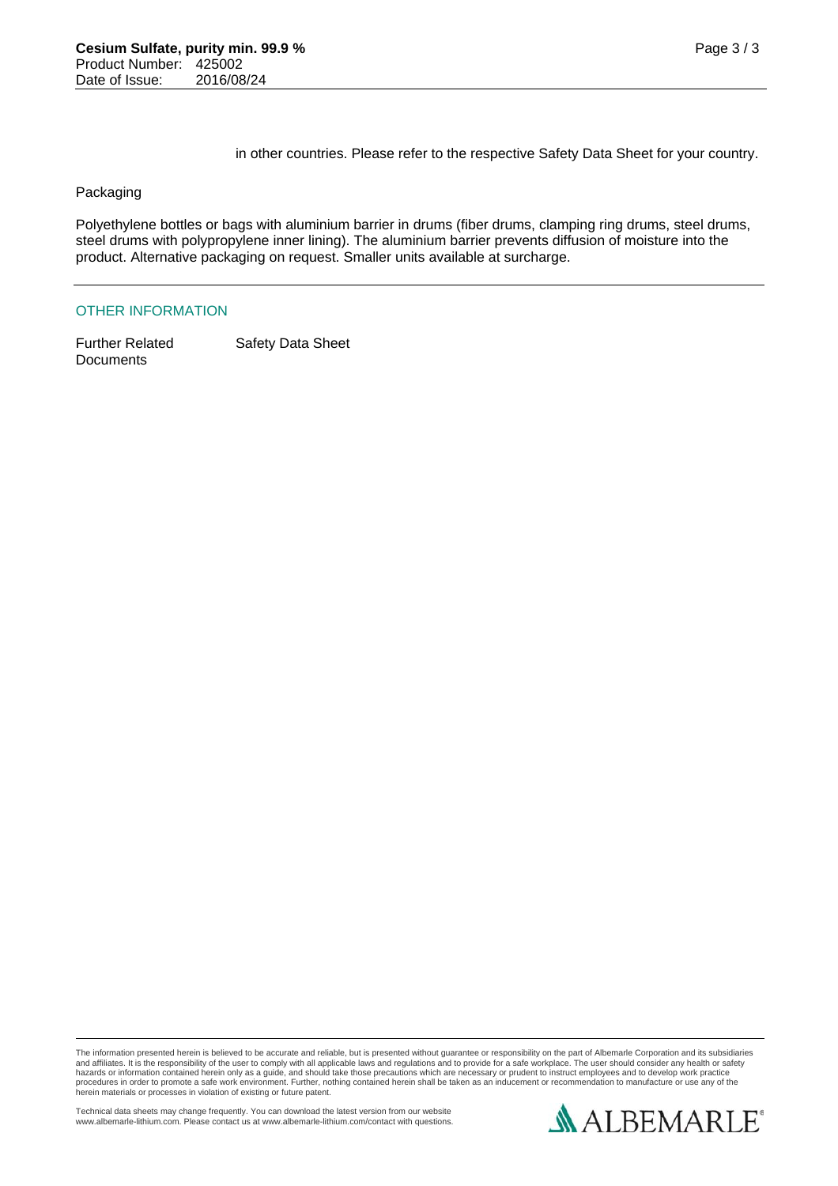in other countries. Please refer to the respective Safety Data Sheet for your country.

Packaging

Polyethylene bottles or bags with aluminium barrier in drums (fiber drums, clamping ring drums, steel drums, steel drums with polypropylene inner lining). The aluminium barrier prevents diffusion of moisture into the product. Alternative packaging on request. Smaller units available at surcharge.

## OTHER INFORMATION

| | |
|---|---|
| Further Related Documents | Safety Data Sheet |

The information presented herein is believed to be accurate and reliable, but is presented without guarantee or responsibility on the part of Albemarle Corporation and its subsidiaries and affiliates. It is the responsibility of the user to comply with all applicable laws and regulations and to provide for a safe workplace. The user should consider any health or safety hazards or information contained herein only as a guide, and should take those precautions which are necessary or prudent to instruct employees and to develop work practice procedures in order to promote a safe work environment. Further, nothing contained herein shall be taken as an inducement or recommendation to manufacture or use any of the herein materials or processes in violation of existing or future patent.

Technical data sheets may change frequently. You can download the latest version from our website www.albemarle-lithium.com. Please contact us at www.albemarle-lithium.com/contact with questions.

ALBEMARLE®